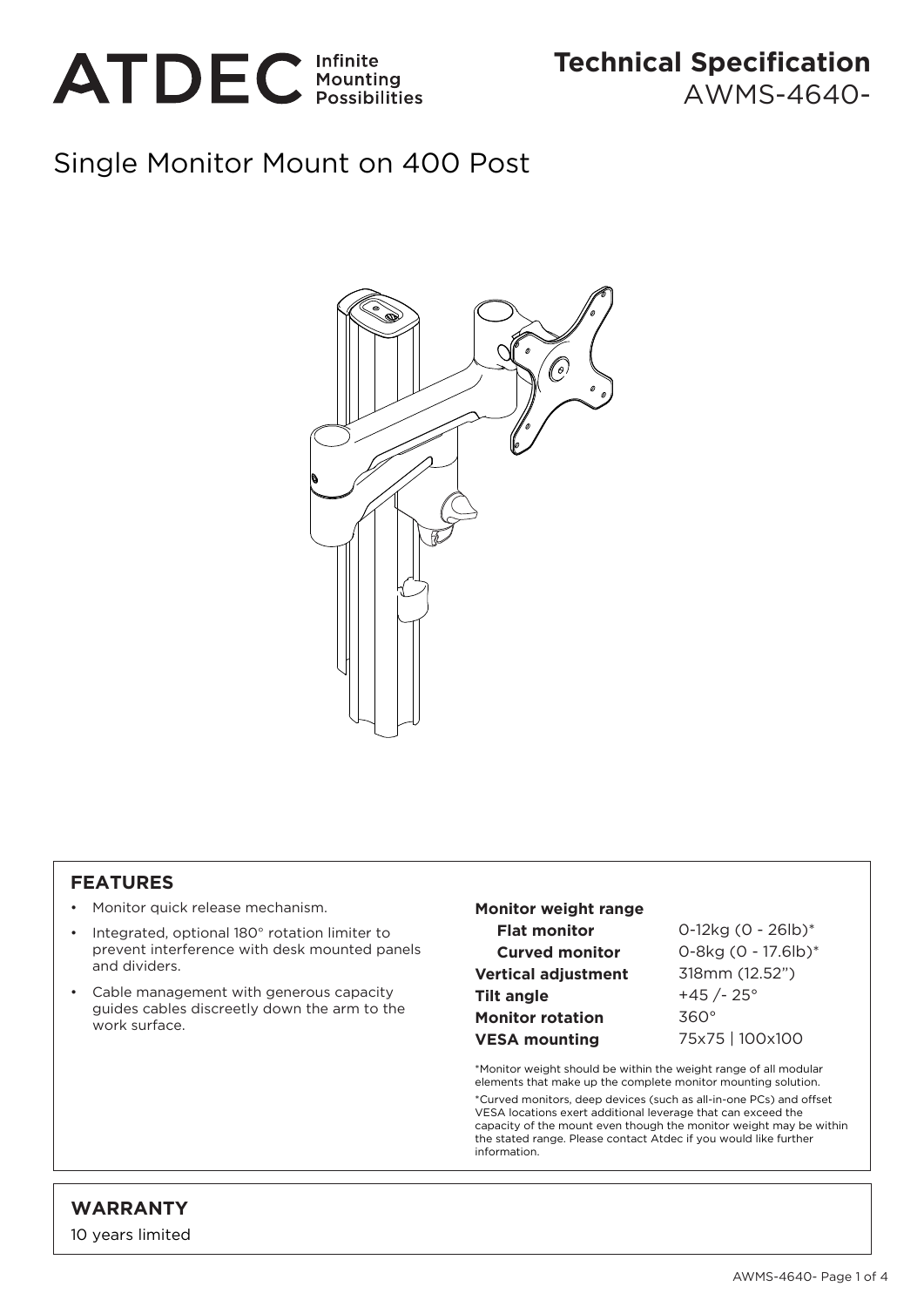ATDEC Infinite Mounting Possibilities

# Technical Specification
AWMS-4640-

## Single Monitor Mount on 400 Post

### FEATURES

- Monitor quick release mechanism.
- Integrated, optional 180° rotation limiter to prevent interference with desk mounted panels and dividers.
- Cable management with generous capacity guides cables discreetly down the arm to the work surface.

| | |
|---|---|
| **Monitor weight range** | |
| **Flat monitor** | 0-12kg (0 - 26lb)* |
| **Curved monitor** | 0-8kg (0 - 17.6lb)* |
| **Vertical adjustment** | 318mm (12.52”) |
| **Tilt angle** | +45 /- 25° |
| **Monitor rotation** | 360° |
| **VESA mounting** | 75x75 \| 100x100 |

*Monitor weight should be within the weight range of all modular elements that make up the complete monitor mounting solution.

*Curved monitors, deep devices (such as all-in-one PCs) and offset VESA locations exert additional leverage that can exceed the capacity of the mount even though the monitor weight may be within the stated range. Please contact Atdec if you would like further information.

### WARRANTY

10 years limited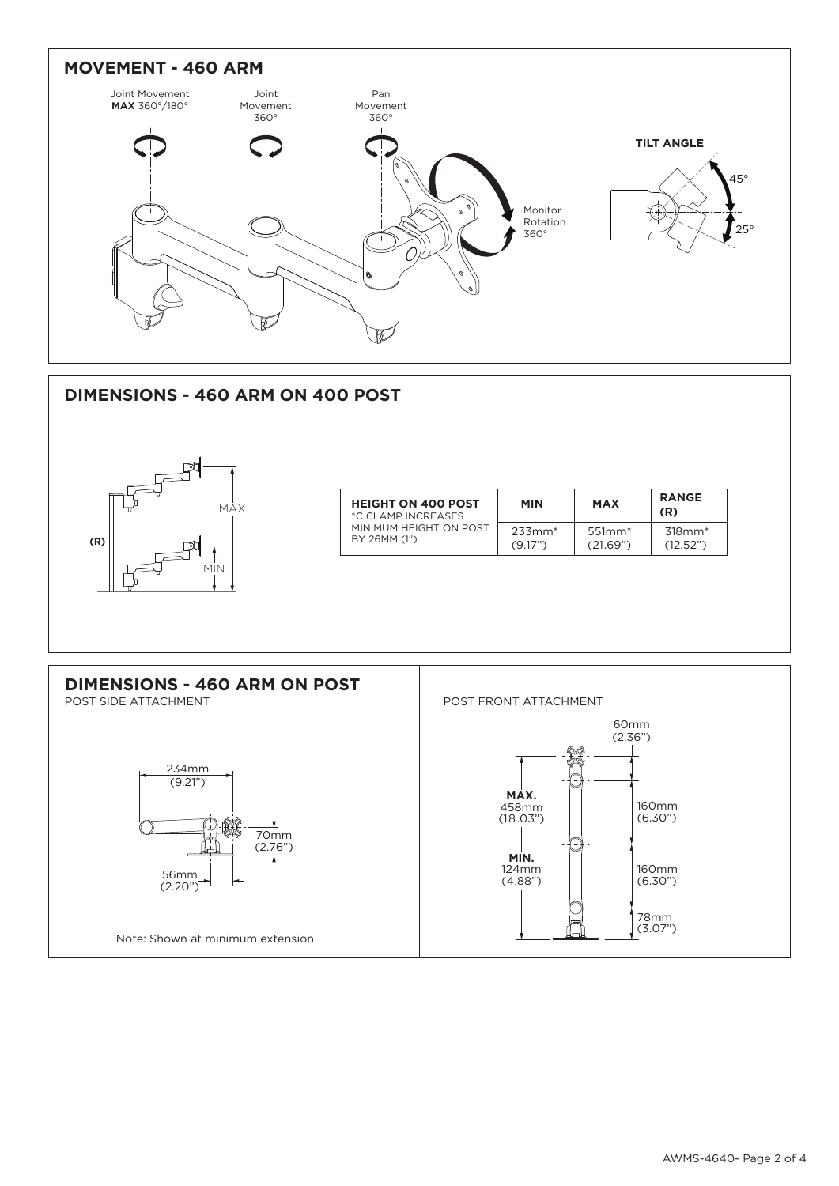## MOVEMENT - 460 ARM

Joint Movement **MAX** 360°/180°

Joint Movement 360°

Pan Movement 360°

Monitor Rotation 360°

**TILT ANGLE**

45°

25°

## DIMENSIONS - 460 ARM ON 400 POST

(R)

MAX

MIN

| **HEIGHT ON 400 POST** *C CLAMP INCREASES MINIMUM HEIGHT ON POST BY 26MM (1") | **MIN** | **MAX** | **RANGE (R)** |
|---|---|---|---|
| | 233mm* (9.17") | 551mm* (21.69") | 318mm* (12.52") |

## DIMENSIONS - 460 ARM ON POST

POST SIDE ATTACHMENT

234mm (9.21")

70mm (2.76")

56mm (2.20")

Note: Shown at minimum extension

POST FRONT ATTACHMENT

60mm (2.36")

**MAX.** 458mm (18.03")

160mm (6.30")

**MIN.** 124mm (4.88")

160mm (6.30")

78mm (3.07")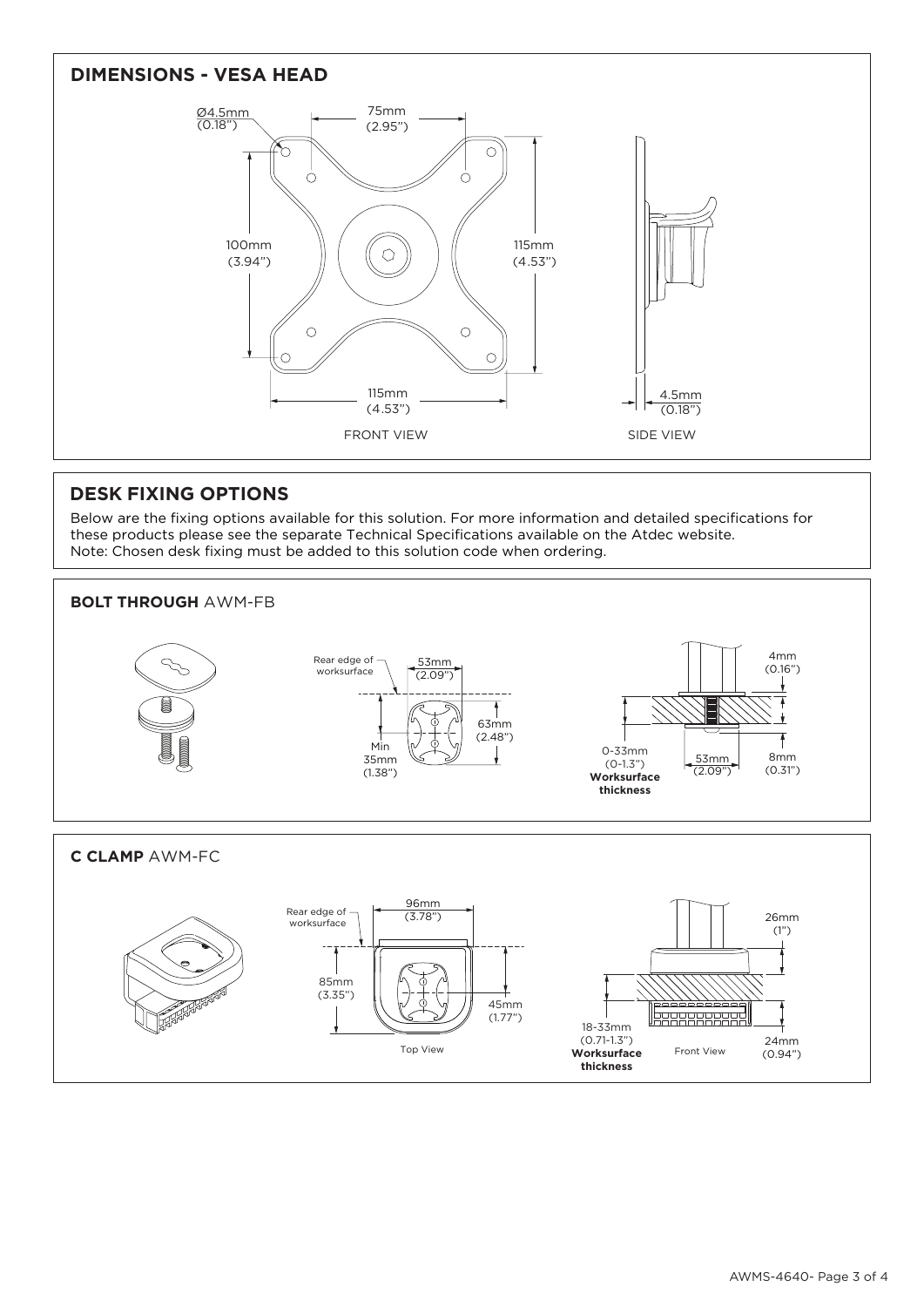## DIMENSIONS - VESA HEAD

Ø4.5mm (0.18")

75mm (2.95")

100mm (3.94")

115mm (4.53")

115mm (4.53")

4.5mm (0.18")

FRONT VIEW

SIDE VIEW

## DESK FIXING OPTIONS

Below are the fixing options available for this solution. For more information and detailed specifications for these products please see the separate Technical Specifications available on the Atdec website.
Note: Chosen desk fixing must be added to this solution code when ordering.

### BOLT THROUGH AWM-FB

Rear edge of worksurface

53mm (2.09")

63mm (2.48")

Min 35mm (1.38")

4mm (0.16")

0-33mm (0-1.3") **Worksurface thickness**

53mm (2.09")

8mm (0.31")

### C CLAMP AWM-FC

Rear edge of worksurface

96mm (3.78")

85mm (3.35")

45mm (1.77")

Top View

26mm (1")

18-33mm (0.71-1.3") **Worksurface thickness**

Front View

24mm (0.94")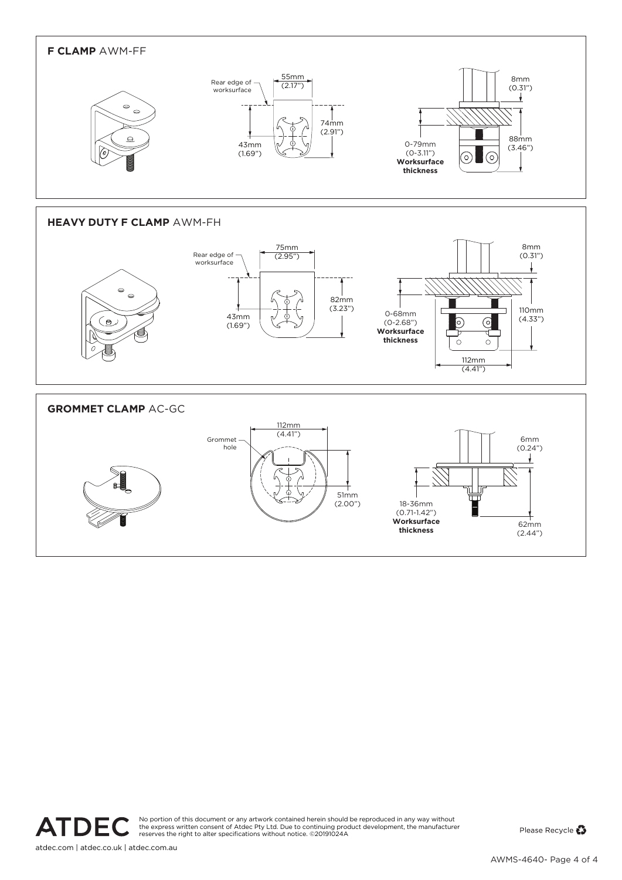## **F CLAMP** AWM-FF

Rear edge of worksurface

55mm (2.17")

74mm (2.91")

43mm (1.69")

8mm (0.31")

88mm (3.46")

0-79mm (0-3.11") **Worksurface thickness**

## **HEAVY DUTY F CLAMP** AWM-FH

Rear edge of worksurface

75mm (2.95")

82mm (3.23")

43mm (1.69")

8mm (0.31")

110mm (4.33")

0-68mm (0-2.68") **Worksurface thickness**

112mm (4.41")

## **GROMMET CLAMP** AC-GC

Grommet hole

112mm (4.41")

51mm (2.00")

6mm (0.24")

18-36mm (0.71-1.42") **Worksurface thickness**

62mm (2.44")

ATDEC

No portion of this document or any artwork contained herein should be reproduced in any way without the express written consent of Atdec Pty Ltd. Due to continuing product development, the manufacturer reserves the right to alter specifications without notice. ©20191024A

Please Recycle

atdec.com | atdec.co.uk | atdec.com.au

AWMS-4640